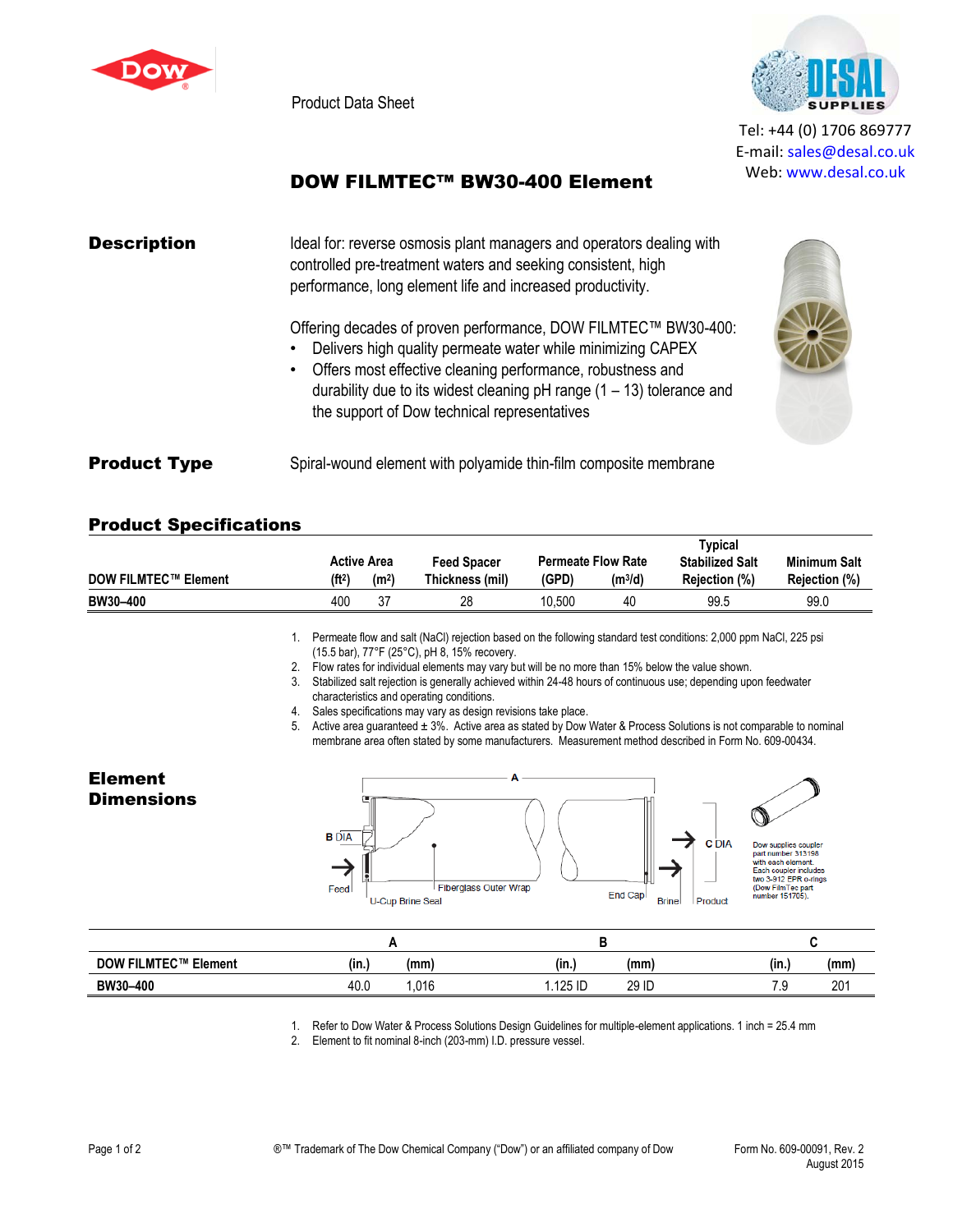Product Data Sheet

Tel: +44 (0) 1706 869777
E-mail: sales@desal.co.uk
Web: www.desal.co.uk

# DOW FILMTEC™ BW30-400 Element

## Description

Ideal for: reverse osmosis plant managers and operators dealing with controlled pre-treatment waters and seeking consistent, high performance, long element life and increased productivity.

Offering decades of proven performance, DOW FILMTEC™ BW30-400:

- Delivers high quality permeate water while minimizing CAPEX
- Offers most effective cleaning performance, robustness and durability due to its widest cleaning pH range (1 – 13) tolerance and the support of Dow technical representatives

## Product Type

Spiral-wound element with polyamide thin-film composite membrane

## Product Specifications

| DOW FILMTEC™ Element | Active Area ($ft^2$) | Active Area ($m^2$) | Feed Spacer Thickness (mil) | Permeate Flow Rate (GPD) | Permeate Flow Rate ($m^3$/d) | Typical Stabilized Salt Rejection (%) | Minimum Salt Rejection (%) |
|---|---|---|---|---|---|---|---|
| BW30–400 | 400 | 37 | 28 | 10,500 | 40 | 99.5 | 99.0 |

1. Permeate flow and salt (NaCl) rejection based on the following standard test conditions: 2,000 ppm NaCl, 225 psi (15.5 bar), 77°F (25°C), pH 8, 15% recovery.
2. Flow rates for individual elements may vary but will be no more than 15% below the value shown.
3. Stabilized salt rejection is generally achieved within 24-48 hours of continuous use; depending upon feedwater characteristics and operating conditions.
4. Sales specifications may vary as design revisions take place.
5. Active area guaranteed ± 3%. Active area as stated by Dow Water & Process Solutions is not comparable to nominal membrane area often stated by some manufacturers. Measurement method described in Form No. 609-00434.

## Element Dimensions

A, B DIA, C DIA, Feed, U-Cup Brine Seal, Fiberglass Outer Wrap, End Cap, Brine, Product

Dow supplies coupler part number 313198 with each element. Each coupler includes two 3-912 EPR o-rings (Dow FilmTec part number 151705).

| DOW FILMTEC™ Element | A (in.) | A (mm) | B (in.) | B (mm) | C (in.) | C (mm) |
|---|---|---|---|---|---|---|
| BW30–400 | 40.0 | 1,016 | 1.125 ID | 29 ID | 7.9 | 201 |

1. Refer to Dow Water & Process Solutions Design Guidelines for multiple-element applications. 1 inch = 25.4 mm
2. Element to fit nominal 8-inch (203-mm) I.D. pressure vessel.

®™ Trademark of The Dow Chemical Company ("Dow") or an affiliated company of Dow

Form No. 609-00091, Rev. 2
August 2015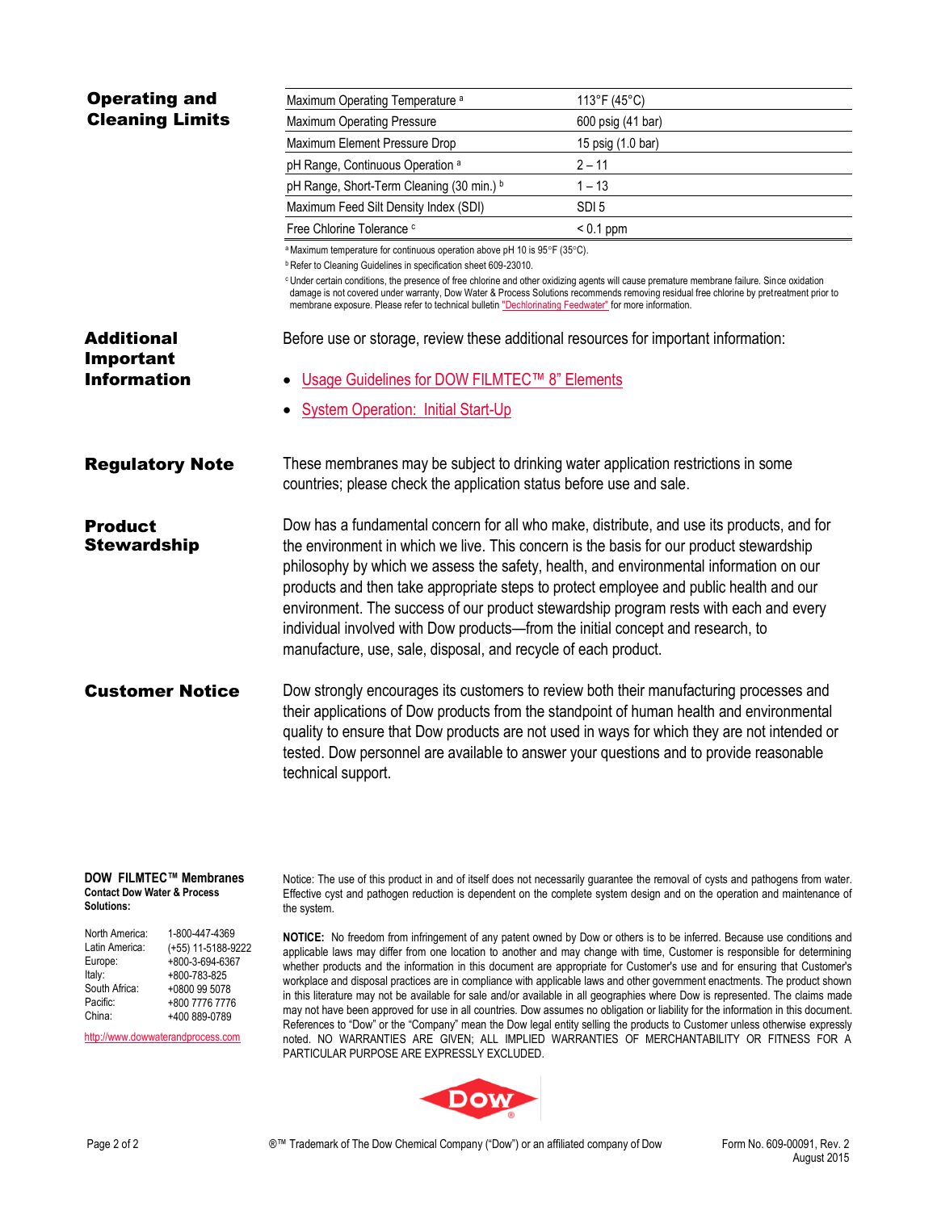## Operating and Cleaning Limits

| | |
|---|---|
| Maximum Operating Temperature [a] | 113°F (45°C) |
| Maximum Operating Pressure | 600 psig (41 bar) |
| Maximum Element Pressure Drop | 15 psig (1.0 bar) |
| pH Range, Continuous Operation [a] | 2 – 11 |
| pH Range, Short-Term Cleaning (30 min.) [b] | 1 – 13 |
| Maximum Feed Silt Density Index (SDI) | SDI 5 |
| Free Chlorine Tolerance [c] | < 0.1 ppm |

[a] Maximum temperature for continuous operation above pH 10 is 95°F (35°C).

[b] Refer to Cleaning Guidelines in specification sheet 609-23010.

[c] Under certain conditions, the presence of free chlorine and other oxidizing agents will cause premature membrane failure. Since oxidation damage is not covered under warranty, Dow Water & Process Solutions recommends removing residual free chlorine by pretreatment prior to membrane exposure. Please refer to technical bulletin "Dechlorinating Feedwater" for more information.

## Additional Important Information

Before use or storage, review these additional resources for important information:

- Usage Guidelines for DOW FILMTEC™ 8" Elements
- System Operation: Initial Start-Up

## Regulatory Note

These membranes may be subject to drinking water application restrictions in some countries; please check the application status before use and sale.

## Product Stewardship

Dow has a fundamental concern for all who make, distribute, and use its products, and for the environment in which we live. This concern is the basis for our product stewardship philosophy by which we assess the safety, health, and environmental information on our products and then take appropriate steps to protect employee and public health and our environment. The success of our product stewardship program rests with each and every individual involved with Dow products—from the initial concept and research, to manufacture, use, sale, disposal, and recycle of each product.

## Customer Notice

Dow strongly encourages its customers to review both their manufacturing processes and their applications of Dow products from the standpoint of human health and environmental quality to ensure that Dow products are not used in ways for which they are not intended or tested. Dow personnel are available to answer your questions and to provide reasonable technical support.

**DOW FILMTEC™ Membranes**
**Contact Dow Water & Process Solutions:**

| | |
|---|---|
| North America: | 1-800-447-4369 |
| Latin America: | (+55) 11-5188-9222 |
| Europe: | +800-3-694-6367 |
| Italy: | +800-783-825 |
| South Africa: | +0800 99 5078 |
| Pacific: | +800 7776 7776 |
| China: | +400 889-0789 |

http://www.dowwaterandprocess.com

Notice: The use of this product in and of itself does not necessarily guarantee the removal of cysts and pathogens from water. Effective cyst and pathogen reduction is dependent on the complete system design and on the operation and maintenance of the system.

**NOTICE:** No freedom from infringement of any patent owned by Dow or others is to be inferred. Because use conditions and applicable laws may differ from one location to another and may change with time, Customer is responsible for determining whether products and the information in this document are appropriate for Customer's use and for ensuring that Customer's workplace and disposal practices are in compliance with applicable laws and other government enactments. The product shown in this literature may not be available for sale and/or available in all geographies where Dow is represented. The claims made may not have been approved for use in all countries. Dow assumes no obligation or liability for the information in this document. References to "Dow" or the "Company" mean the Dow legal entity selling the products to Customer unless otherwise expressly noted. NO WARRANTIES ARE GIVEN; ALL IMPLIED WARRANTIES OF MERCHANTABILITY OR FITNESS FOR A PARTICULAR PURPOSE ARE EXPRESSLY EXCLUDED.

®™ Trademark of The Dow Chemical Company ("Dow") or an affiliated company of Dow

Form No. 609-00091, Rev. 2
August 2015